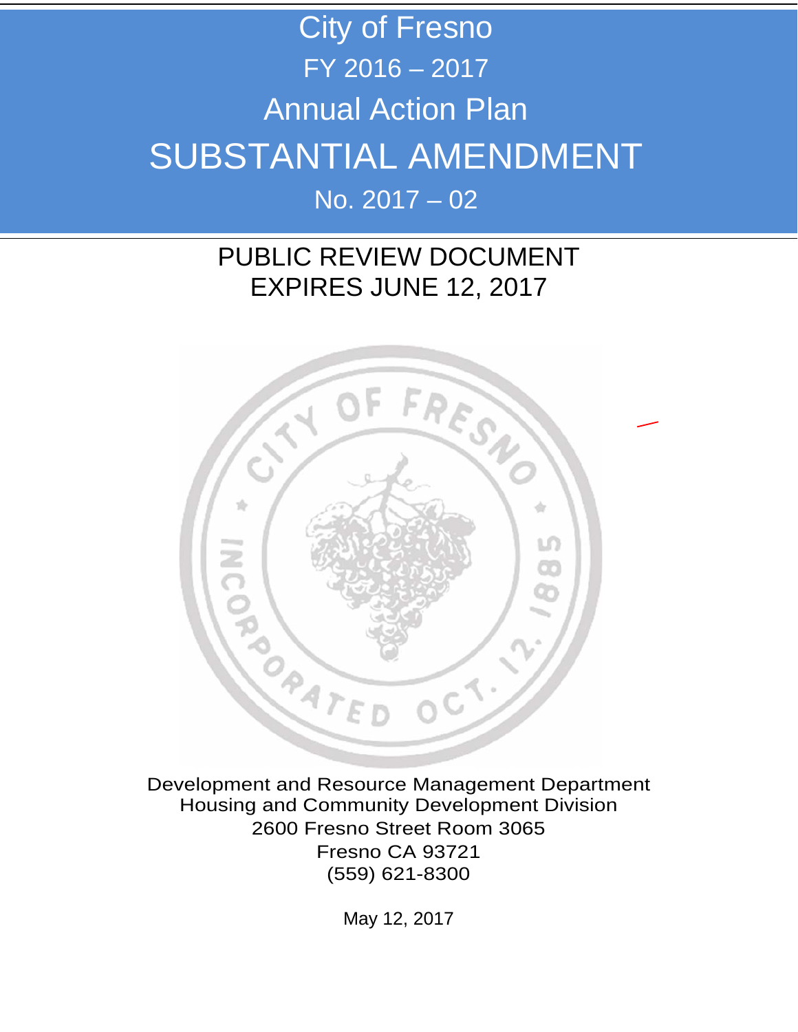# City of Fresno

## FY 2016 – 2017

## Annual Action Plan

# SUBSTANTIAL AMENDMENT

## No. 2017 – 02

PUBLIC REVIEW DOCUMENT
EXPIRES JUNE 12, 2017

Development and Resource Management Department
Housing and Community Development Division
2600 Fresno Street Room 3065
Fresno CA 93721
(559) 621-8300

May 12, 2017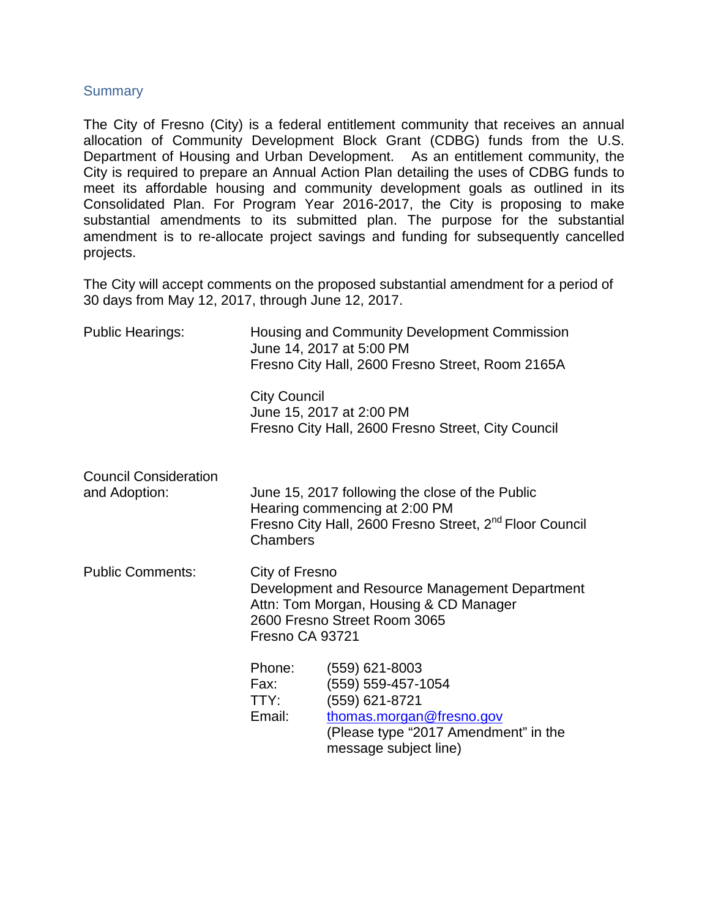## Summary

The City of Fresno (City) is a federal entitlement community that receives an annual allocation of Community Development Block Grant (CDBG) funds from the U.S. Department of Housing and Urban Development. As an entitlement community, the City is required to prepare an Annual Action Plan detailing the uses of CDBG funds to meet its affordable housing and community development goals as outlined in its Consolidated Plan. For Program Year 2016-2017, the City is proposing to make substantial amendments to its submitted plan. The purpose for the substantial amendment is to re-allocate project savings and funding for subsequently cancelled projects.

The City will accept comments on the proposed substantial amendment for a period of 30 days from May 12, 2017, through June 12, 2017.

**Public Hearings:**

Housing and Community Development Commission
June 14, 2017 at 5:00 PM
Fresno City Hall, 2600 Fresno Street, Room 2165A

City Council
June 15, 2017 at 2:00 PM
Fresno City Hall, 2600 Fresno Street, City Council

**Council Consideration and Adoption:**

June 15, 2017 following the close of the Public Hearing commencing at 2:00 PM
Fresno City Hall, 2600 Fresno Street, 2nd Floor Council Chambers

**Public Comments:**

City of Fresno
Development and Resource Management Department
Attn: Tom Morgan, Housing & CD Manager
2600 Fresno Street Room 3065
Fresno CA 93721

Phone: (559) 621-8003
Fax: (559) 559-457-1054
TTY: (559) 621-8721
Email: thomas.morgan@fresno.gov
(Please type "2017 Amendment" in the message subject line)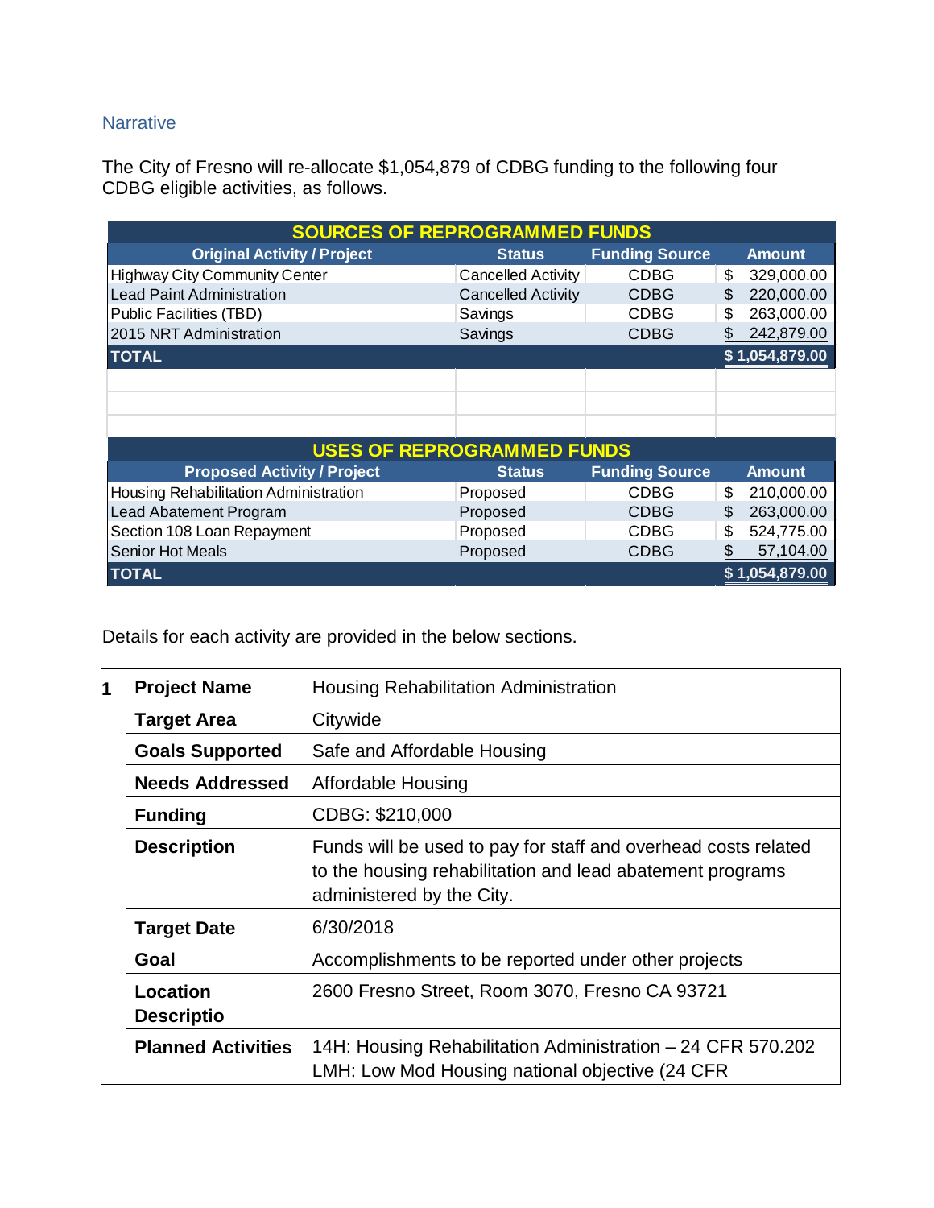## Narrative

The City of Fresno will re-allocate $1,054,879 of CDBG funding to the following four CDBG eligible activities, as follows.

| SOURCES OF REPROGRAMMED FUNDS | | | |
|---|---|---|---|
| **Original Activity / Project** | **Status** | **Funding Source** | **Amount** |
| Highway City Community Center | Cancelled Activity | CDBG | $ 329,000.00 |
| Lead Paint Administration | Cancelled Activity | CDBG | $ 220,000.00 |
| Public Facilities (TBD) | Savings | CDBG | $ 263,000.00 |
| 2015 NRT Administration | Savings | CDBG | $ 242,879.00 |
| **TOTAL** | | | **$ 1,054,879.00** |

| USES OF REPROGRAMMED FUNDS | | | |
|---|---|---|---|
| **Proposed Activity / Project** | **Status** | **Funding Source** | **Amount** |
| Housing Rehabilitation Administration | Proposed | CDBG | $ 210,000.00 |
| Lead Abatement Program | Proposed | CDBG | $ 263,000.00 |
| Section 108 Loan Repayment | Proposed | CDBG | $ 524,775.00 |
| Senior Hot Meals | Proposed | CDBG | $ 57,104.00 |
| **TOTAL** | | | **$ 1,054,879.00** |

Details for each activity are provided in the below sections.

| 1 | **Project Name** | Housing Rehabilitation Administration |
|---|---|---|
| | **Target Area** | Citywide |
| | **Goals Supported** | Safe and Affordable Housing |
| | **Needs Addressed** | Affordable Housing |
| | **Funding** | CDBG: $210,000 |
| | **Description** | Funds will be used to pay for staff and overhead costs related to the housing rehabilitation and lead abatement programs administered by the City. |
| | **Target Date** | 6/30/2018 |
| | **Goal** | Accomplishments to be reported under other projects |
| | **Location Descriptio** | 2600 Fresno Street, Room 3070, Fresno CA 93721 |
| | **Planned Activities** | 14H: Housing Rehabilitation Administration – 24 CFR 570.202 LMH: Low Mod Housing national objective (24 CFR |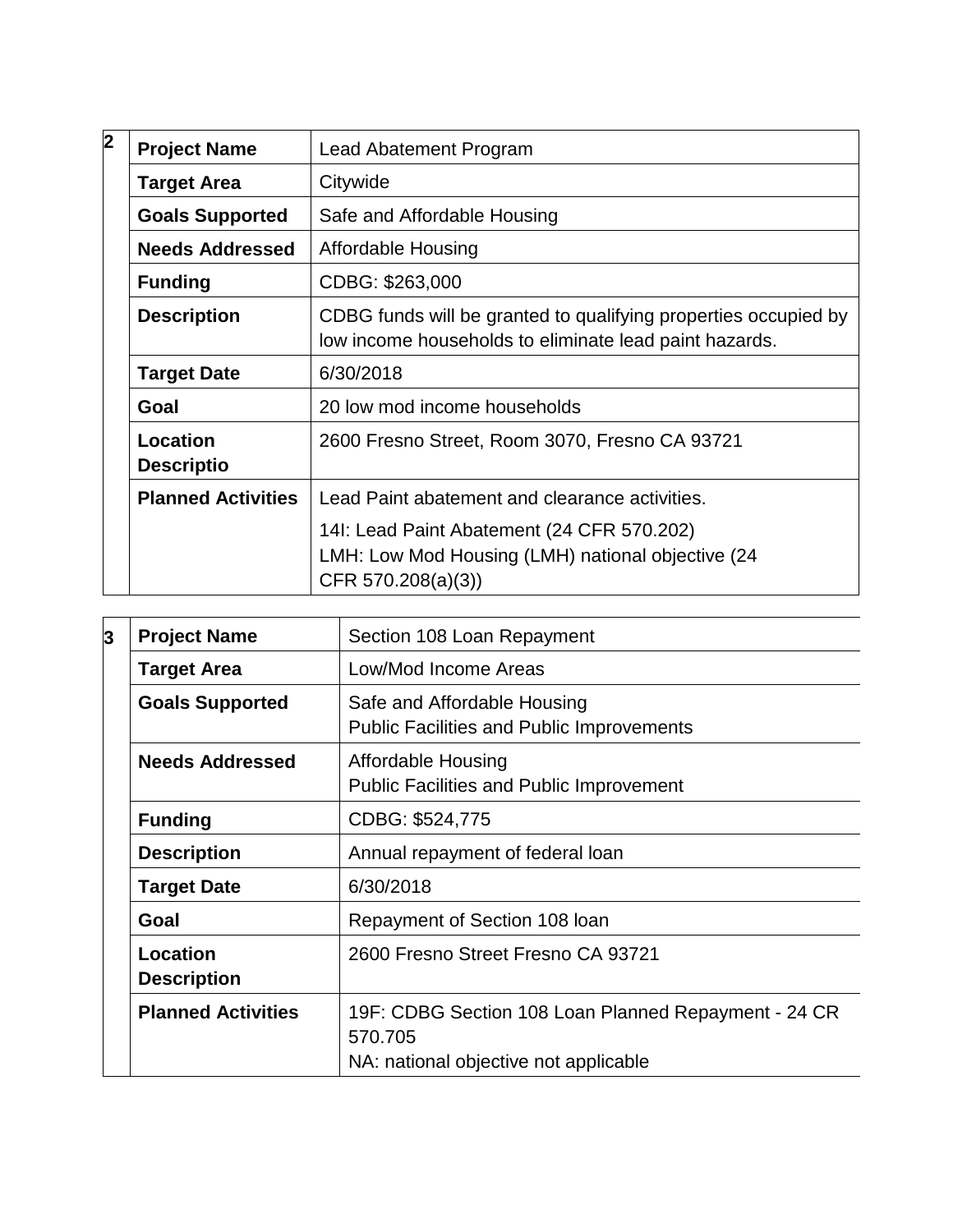| 2 | | |
|---|---|---|
| | **Project Name** | Lead Abatement Program |
| | **Target Area** | Citywide |
| | **Goals Supported** | Safe and Affordable Housing |
| | **Needs Addressed** | Affordable Housing |
| | **Funding** | CDBG: $263,000 |
| | **Description** | CDBG funds will be granted to qualifying properties occupied by low income households to eliminate lead paint hazards. |
| | **Target Date** | 6/30/2018 |
| | **Goal** | 20 low mod income households |
| | **Location Descriptio** | 2600 Fresno Street, Room 3070, Fresno CA 93721 |
| | **Planned Activities** | Lead Paint abatement and clearance activities.<br>14I: Lead Paint Abatement (24 CFR 570.202)<br>LMH: Low Mod Housing (LMH) national objective (24 CFR 570.208(a)(3)) |

| 3 | | |
|---|---|---|
| | **Project Name** | Section 108 Loan Repayment |
| | **Target Area** | Low/Mod Income Areas |
| | **Goals Supported** | Safe and Affordable Housing<br>Public Facilities and Public Improvements |
| | **Needs Addressed** | Affordable Housing<br>Public Facilities and Public Improvement |
| | **Funding** | CDBG: $524,775 |
| | **Description** | Annual repayment of federal loan |
| | **Target Date** | 6/30/2018 |
| | **Goal** | Repayment of Section 108 loan |
| | **Location Description** | 2600 Fresno Street Fresno CA 93721 |
| | **Planned Activities** | 19F: CDBG Section 108 Loan Planned Repayment - 24 CR 570.705<br>NA: national objective not applicable |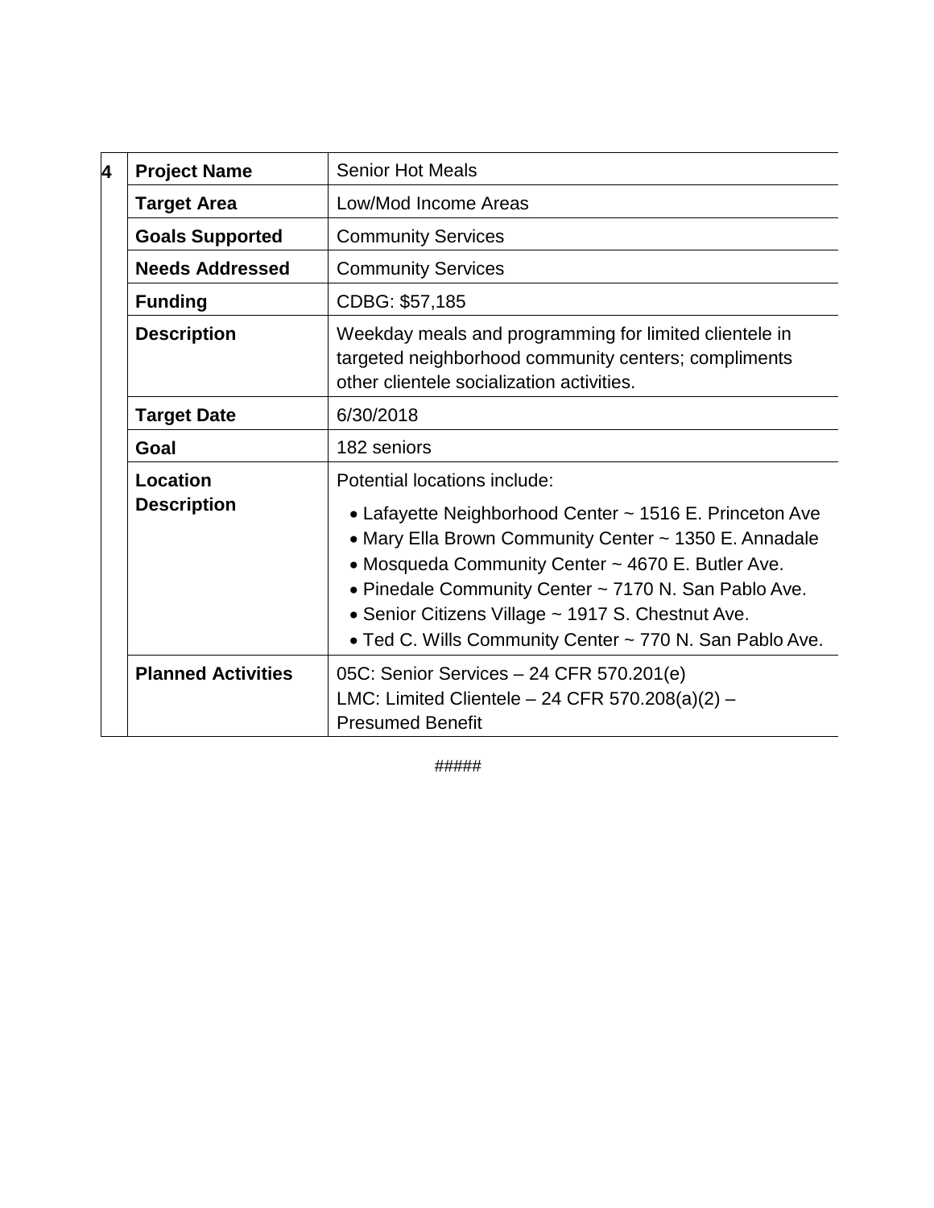| | | |
|---|---|---|
| **4** | **Project Name** | Senior Hot Meals |
| | **Target Area** | Low/Mod Income Areas |
| | **Goals Supported** | Community Services |
| | **Needs Addressed** | Community Services |
| | **Funding** | CDBG: $57,185 |
| | **Description** | Weekday meals and programming for limited clientele in targeted neighborhood community centers; compliments other clientele socialization activities. |
| | **Target Date** | 6/30/2018 |
| | **Goal** | 182 seniors |
| | **Location Description** | Potential locations include:<br>• Lafayette Neighborhood Center ~ 1516 E. Princeton Ave<br>• Mary Ella Brown Community Center ~ 1350 E. Annadale<br>• Mosqueda Community Center ~ 4670 E. Butler Ave.<br>• Pinedale Community Center ~ 7170 N. San Pablo Ave.<br>• Senior Citizens Village ~ 1917 S. Chestnut Ave.<br>• Ted C. Wills Community Center ~ 770 N. San Pablo Ave. |
| | **Planned Activities** | 05C: Senior Services – 24 CFR 570.201(e)<br>LMC: Limited Clientele – 24 CFR 570.208(a)(2) – Presumed Benefit |

#####